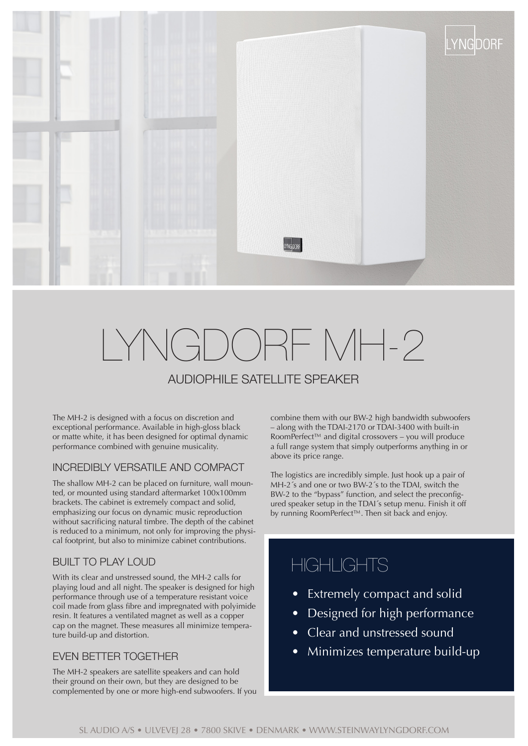# LYNGDORF MH-2

## AUDIOPHILE SATELLITE SPEAKER

The MH-2 is designed with a focus on discretion and exceptional performance. Available in high-gloss black or matte white, it has been designed for optimal dynamic performance combined with genuine musicality.

### INCREDIBLY VERSATILE AND COMPACT

The shallow MH-2 can be placed on furniture, wall mounted, or mounted using standard aftermarket 100x100mm brackets. The cabinet is extremely compact and solid, emphasizing our focus on dynamic music reproduction without sacrificing natural timbre. The depth of the cabinet is reduced to a minimum, not only for improving the physical footprint, but also to minimize cabinet contributions.

### BUILT TO PLAY LOUD

With its clear and unstressed sound, the MH-2 calls for playing loud and all night. The speaker is designed for high performance through use of a temperature resistant voice coil made from glass fibre and impregnated with polyimide resin. It features a ventilated magnet as well as a copper cap on the magnet. These measures all minimize temperature build-up and distortion.

### EVEN BETTER TOGETHER

The MH-2 speakers are satellite speakers and can hold their ground on their own, but they are designed to be complemented by one or more high-end subwoofers. If you combine them with our BW-2 high bandwidth subwoofers – along with the TDAI-2170 or TDAI-3400 with built-in RoomPerfect™ and digital crossovers – you will produce a full range system that simply outperforms anything in or above its price range.

The logistics are incredibly simple. Just hook up a pair of MH-2´s and one or two BW-2´s to the TDAI, switch the BW-2 to the "bypass" function, and select the preconfigured speaker setup in the TDAI´s setup menu. Finish it off by running RoomPerfect™. Then sit back and enjoy.

## HIGHLIGHTS

- Extremely compact and solid
- Designed for high performance
- Clear and unstressed sound
- Minimizes temperature build-up

SL AUDIO A/S • ULVEVEJ 28 • 7800 SKIVE • DENMARK • WWW.STEINWAYLYNGDORF.COM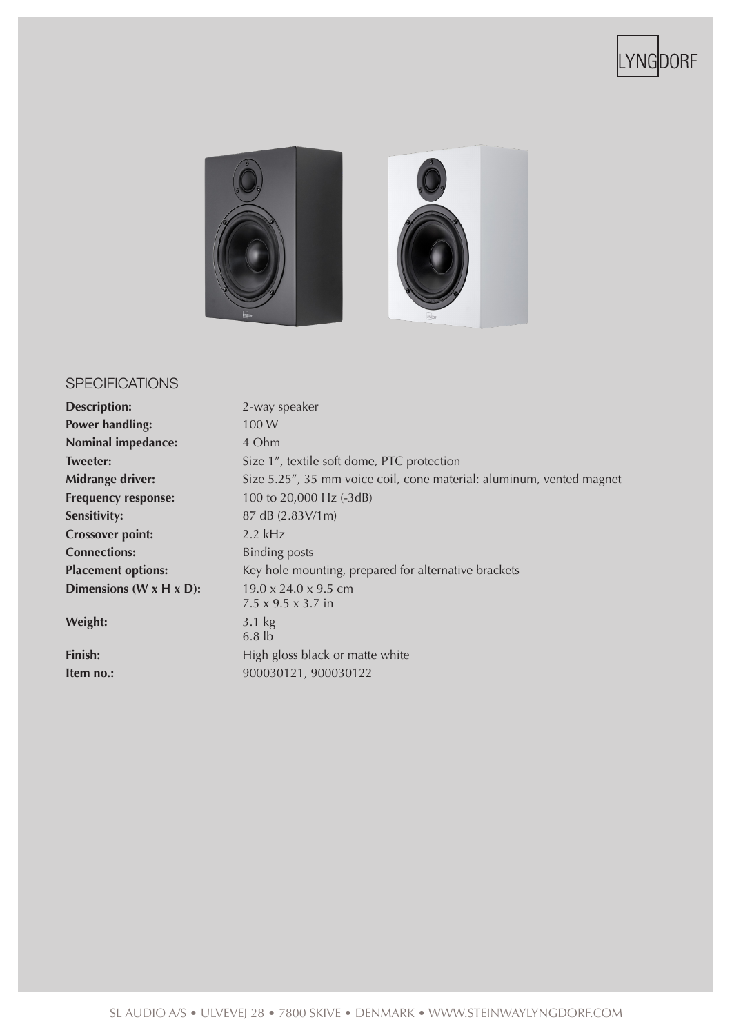## SPECIFICATIONS

| | |
|---|---|
| **Description:** | 2-way speaker |
| **Power handling:** | 100 W |
| **Nominal impedance:** | 4 Ohm |
| **Tweeter:** | Size 1″, textile soft dome, PTC protection |
| **Midrange driver:** | Size 5.25″, 35 mm voice coil, cone material: aluminum, vented magnet |
| **Frequency response:** | 100 to 20,000 Hz (-3dB) |
| **Sensitivity:** | 87 dB (2.83V/1m) |
| **Crossover point:** | 2.2 kHz |
| **Connections:** | Binding posts |
| **Placement options:** | Key hole mounting, prepared for alternative brackets |
| **Dimensions (W x H x D):** | 19.0 x 24.0 x 9.5 cm<br>7.5 x 9.5 x 3.7 in |
| **Weight:** | 3.1 kg<br>6.8 lb |
| **Finish:** | High gloss black or matte white |
| **Item no.:** | 900030121, 900030122 |

SL AUDIO A/S • ULVEVEJ 28 • 7800 SKIVE • DENMARK • WWW.STEINWAYLYNGDORF.COM